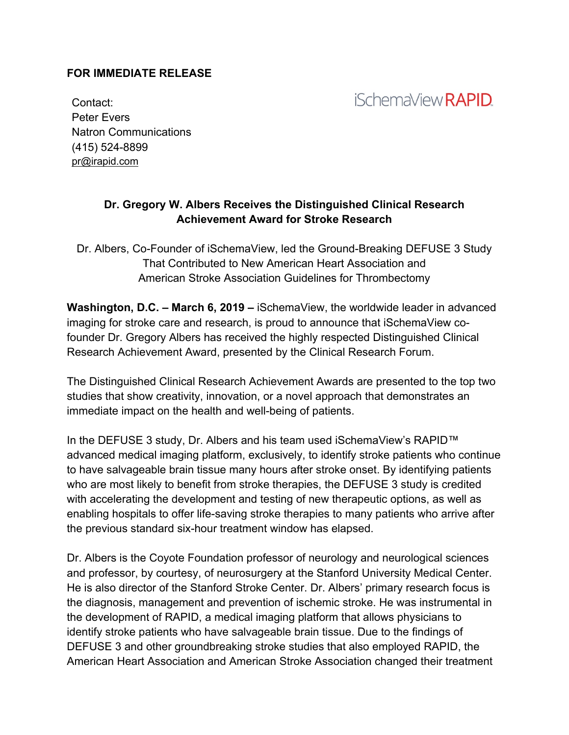**FOR IMMEDIATE RELEASE**

Contact:
Peter Evers
Natron Communications
(415) 524-8899
pr@irapid.com

iSchemaView RAPID

**Dr. Gregory W. Albers Receives the Distinguished Clinical Research Achievement Award for Stroke Research**

Dr. Albers, Co-Founder of iSchemaView, led the Ground-Breaking DEFUSE 3 Study That Contributed to New American Heart Association and American Stroke Association Guidelines for Thrombectomy

**Washington, D.C. – March 6, 2019 –** iSchemaView, the worldwide leader in advanced imaging for stroke care and research, is proud to announce that iSchemaView co-founder Dr. Gregory Albers has received the highly respected Distinguished Clinical Research Achievement Award, presented by the Clinical Research Forum.

The Distinguished Clinical Research Achievement Awards are presented to the top two studies that show creativity, innovation, or a novel approach that demonstrates an immediate impact on the health and well-being of patients.

In the DEFUSE 3 study, Dr. Albers and his team used iSchemaView's RAPID™ advanced medical imaging platform, exclusively, to identify stroke patients who continue to have salvageable brain tissue many hours after stroke onset. By identifying patients who are most likely to benefit from stroke therapies, the DEFUSE 3 study is credited with accelerating the development and testing of new therapeutic options, as well as enabling hospitals to offer life-saving stroke therapies to many patients who arrive after the previous standard six-hour treatment window has elapsed.

Dr. Albers is the Coyote Foundation professor of neurology and neurological sciences and professor, by courtesy, of neurosurgery at the Stanford University Medical Center. He is also director of the Stanford Stroke Center. Dr. Albers' primary research focus is the diagnosis, management and prevention of ischemic stroke. He was instrumental in the development of RAPID, a medical imaging platform that allows physicians to identify stroke patients who have salvageable brain tissue. Due to the findings of DEFUSE 3 and other groundbreaking stroke studies that also employed RAPID, the American Heart Association and American Stroke Association changed their treatment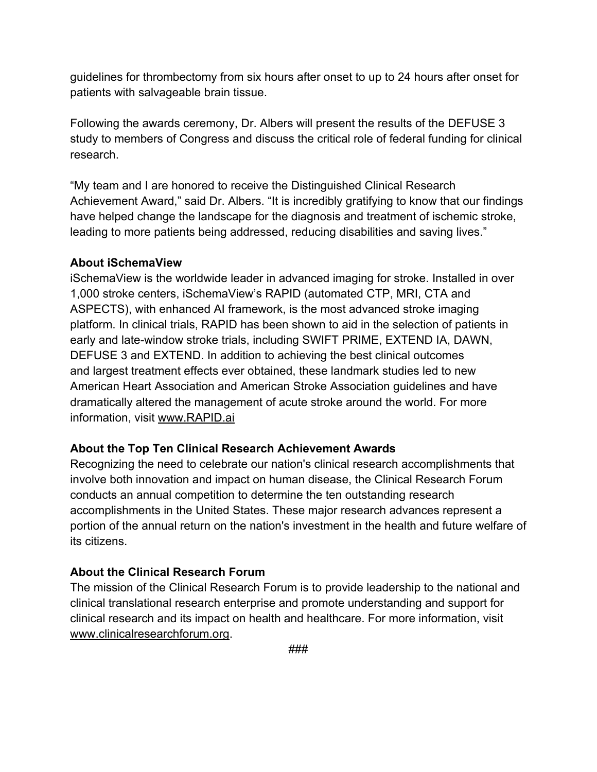guidelines for thrombectomy from six hours after onset to up to 24 hours after onset for patients with salvageable brain tissue.

Following the awards ceremony, Dr. Albers will present the results of the DEFUSE 3 study to members of Congress and discuss the critical role of federal funding for clinical research.

"My team and I are honored to receive the Distinguished Clinical Research Achievement Award," said Dr. Albers. "It is incredibly gratifying to know that our findings have helped change the landscape for the diagnosis and treatment of ischemic stroke, leading to more patients being addressed, reducing disabilities and saving lives."

**About iSchemaView**

iSchemaView is the worldwide leader in advanced imaging for stroke. Installed in over 1,000 stroke centers, iSchemaView's RAPID (automated CTP, MRI, CTA and ASPECTS), with enhanced AI framework, is the most advanced stroke imaging platform. In clinical trials, RAPID has been shown to aid in the selection of patients in early and late-window stroke trials, including SWIFT PRIME, EXTEND IA, DAWN, DEFUSE 3 and EXTEND. In addition to achieving the best clinical outcomes and largest treatment effects ever obtained, these landmark studies led to new American Heart Association and American Stroke Association guidelines and have dramatically altered the management of acute stroke around the world. For more information, visit www.RAPID.ai

**About the Top Ten Clinical Research Achievement Awards**

Recognizing the need to celebrate our nation's clinical research accomplishments that involve both innovation and impact on human disease, the Clinical Research Forum conducts an annual competition to determine the ten outstanding research accomplishments in the United States. These major research advances represent a portion of the annual return on the nation's investment in the health and future welfare of its citizens.

**About the Clinical Research Forum**

The mission of the Clinical Research Forum is to provide leadership to the national and clinical translational research enterprise and promote understanding and support for clinical research and its impact on health and healthcare. For more information, visit www.clinicalresearchforum.org.

###